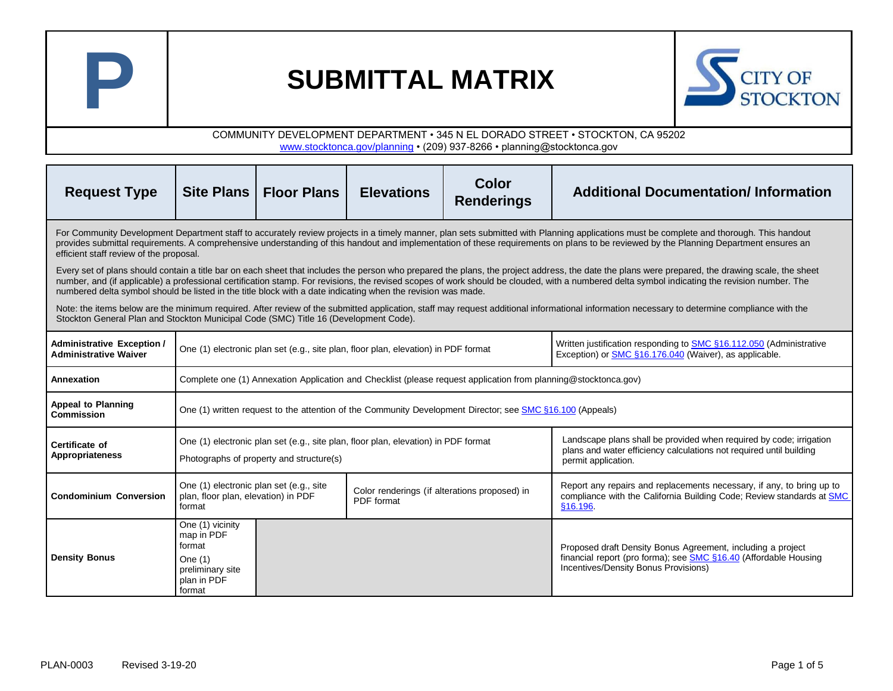# SUBMITTAL MATRIX

COMMUNITY DEVELOPMENT DEPARTMENT • 345 N EL DORADO STREET • STOCKTON, CA 95202
www.stocktonca.gov/planning • (209) 937-8266 • planning@stocktonca.gov

| Request Type | Site Plans | Floor Plans | Elevations | Color Renderings | Additional Documentation/ Information |
|---|---|---|---|---|---|
| For Community Development Department staff to accurately review projects in a timely manner, plan sets submitted with Planning applications must be complete and thorough. This handout provides submittal requirements. A comprehensive understanding of this handout and implementation of these requirements on plans to be reviewed by the Planning Department ensures an efficient staff review of the proposal. Every set of plans should contain a title bar on each sheet that includes the person who prepared the plans, the project address, the date the plans were prepared, the drawing scale, the sheet number, and (if applicable) a professional certification stamp. For revisions, the revised scopes of work should be clouded, with a numbered delta symbol indicating the revision number. The numbered delta symbol should be listed in the title block with a date indicating when the revision was made. Note: the items below are the minimum required. After review of the submitted application, staff may request additional informational information necessary to determine compliance with the Stockton General Plan and Stockton Municipal Code (SMC) Title 16 (Development Code). | | | | | |
| **Administrative Exception / Administrative Waiver** | One (1) electronic plan set (e.g., site plan, floor plan, elevation) in PDF format | | | | Written justification responding to SMC §16.112.050 (Administrative Exception) or SMC §16.176.040 (Waiver), as applicable. |
| **Annexation** | Complete one (1) Annexation Application and Checklist (please request application from planning@stocktonca.gov) | | | | |
| **Appeal to Planning Commission** | One (1) written request to the attention of the Community Development Director; see SMC §16.100 (Appeals) | | | | |
| **Certificate of Appropriateness** | One (1) electronic plan set (e.g., site plan, floor plan, elevation) in PDF format<br>Photographs of property and structure(s) | | | | Landscape plans shall be provided when required by code; irrigation plans and water efficiency calculations not required until building permit application. |
| **Condominium Conversion** | One (1) electronic plan set (e.g., site plan, floor plan, elevation) in PDF format | | Color renderings (if alterations proposed) in PDF format | | Report any repairs and replacements necessary, if any, to bring up to compliance with the California Building Code; Review standards at SMC §16.196. |
| **Density Bonus** | One (1) vicinity map in PDF format<br>One (1) preliminary site plan in PDF format | | | | Proposed draft Density Bonus Agreement, including a project financial report (pro forma); see SMC §16.40 (Affordable Housing Incentives/Density Bonus Provisions) |

PLAN-0003 Revised 3-19-20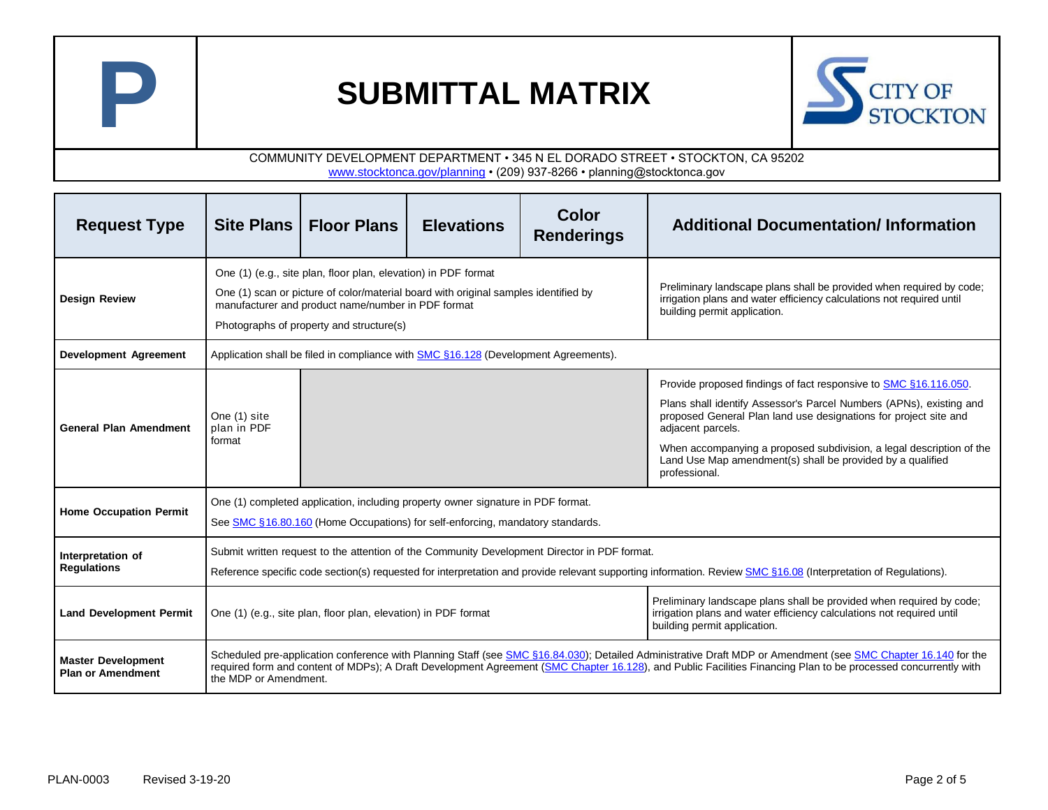# SUBMITTAL MATRIX

COMMUNITY DEVELOPMENT DEPARTMENT • 345 N EL DORADO STREET • STOCKTON, CA 95202
www.stocktonca.gov/planning • (209) 937-8266 • planning@stocktonca.gov

| Request Type | Site Plans | Floor Plans | Elevations | Color Renderings | Additional Documentation/ Information |
|---|---|---|---|---|---|
| **Design Review** | One (1) (e.g., site plan, floor plan, elevation) in PDF format<br><br>One (1) scan or picture of color/material board with original samples identified by manufacturer and product name/number in PDF format<br><br>Photographs of property and structure(s) | | | | Preliminary landscape plans shall be provided when required by code; irrigation plans and water efficiency calculations not required until building permit application. |
| **Development Agreement** | Application shall be filed in compliance with SMC §16.128 (Development Agreements). | | | | |
| **General Plan Amendment** | One (1) site plan in PDF format | | | | Provide proposed findings of fact responsive to SMC §16.116.050.<br><br>Plans shall identify Assessor's Parcel Numbers (APNs), existing and proposed General Plan land use designations for project site and adjacent parcels.<br><br>When accompanying a proposed subdivision, a legal description of the Land Use Map amendment(s) shall be provided by a qualified professional. |
| **Home Occupation Permit** | One (1) completed application, including property owner signature in PDF format.<br><br>See SMC §16.80.160 (Home Occupations) for self-enforcing, mandatory standards. | | | | |
| **Interpretation of Regulations** | Submit written request to the attention of the Community Development Director in PDF format.<br><br>Reference specific code section(s) requested for interpretation and provide relevant supporting information. Review SMC §16.08 (Interpretation of Regulations). | | | | |
| **Land Development Permit** | One (1) (e.g., site plan, floor plan, elevation) in PDF format | | | | Preliminary landscape plans shall be provided when required by code; irrigation plans and water efficiency calculations not required until building permit application. |
| **Master Development Plan or Amendment** | Scheduled pre-application conference with Planning Staff (see SMC §16.84.030); Detailed Administrative Draft MDP or Amendment (see SMC Chapter 16.140 for the required form and content of MDPs); A Draft Development Agreement (SMC Chapter 16.128), and Public Facilities Financing Plan to be processed concurrently with the MDP or Amendment. | | | | |

PLAN-0003 Revised 3-19-20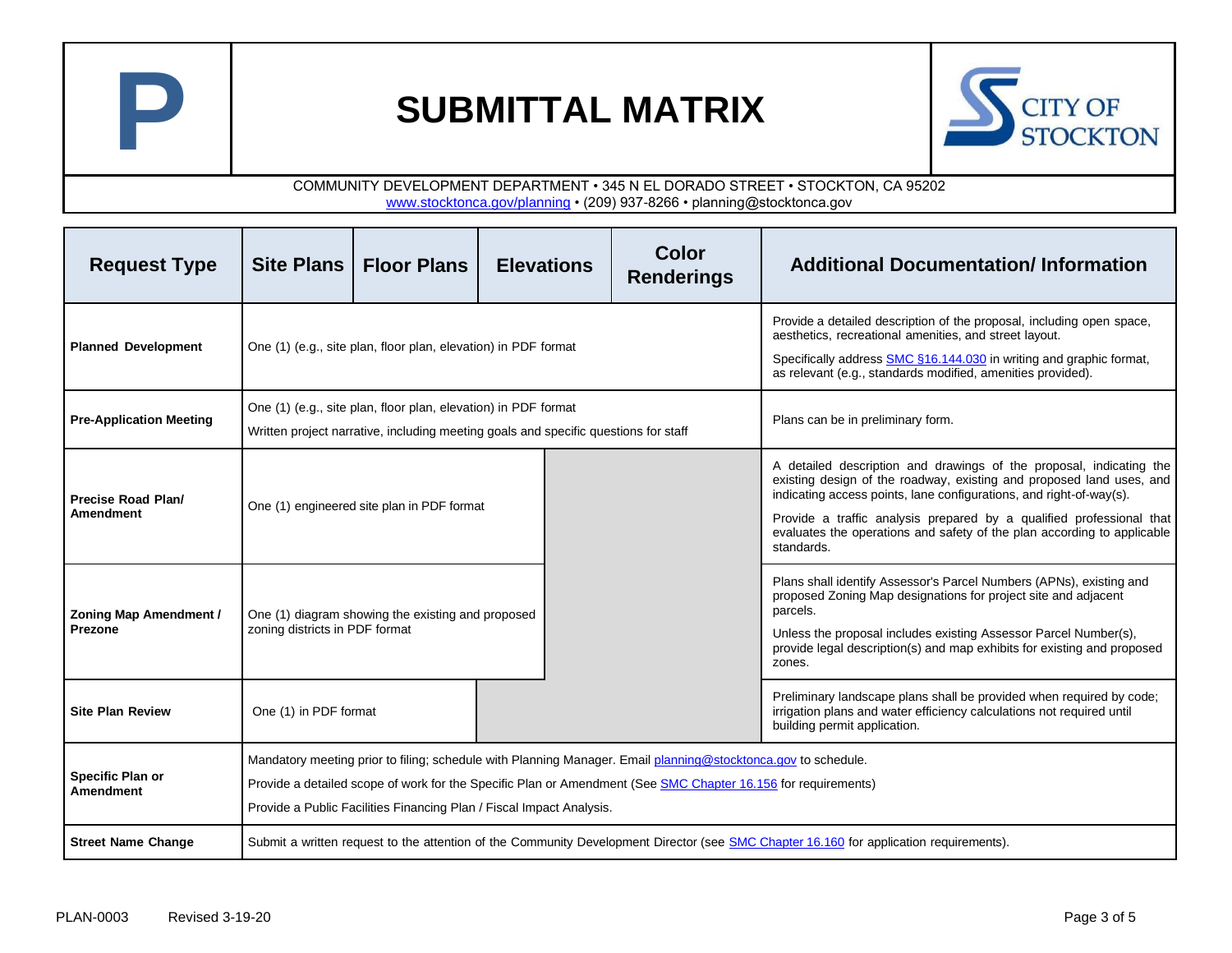# SUBMITTAL MATRIX

COMMUNITY DEVELOPMENT DEPARTMENT • 345 N EL DORADO STREET • STOCKTON, CA 95202
www.stocktonca.gov/planning • (209) 937-8266 • planning@stocktonca.gov

| Request Type | Site Plans | Floor Plans | Elevations | Color Renderings | Additional Documentation/ Information |
|---|---|---|---|---|---|
| **Planned Development** | One (1) (e.g., site plan, floor plan, elevation) in PDF format | | | | Provide a detailed description of the proposal, including open space, aesthetics, recreational amenities, and street layout. Specifically address SMC §16.144.030 in writing and graphic format, as relevant (e.g., standards modified, amenities provided). |
| **Pre-Application Meeting** | One (1) (e.g., site plan, floor plan, elevation) in PDF format<br>Written project narrative, including meeting goals and specific questions for staff | | | | Plans can be in preliminary form. |
| **Precise Road Plan/ Amendment** | One (1) engineered site plan in PDF format | | | | A detailed description and drawings of the proposal, indicating the existing design of the roadway, existing and proposed land uses, and indicating access points, lane configurations, and right-of-way(s). Provide a traffic analysis prepared by a qualified professional that evaluates the operations and safety of the plan according to applicable standards. |
| **Zoning Map Amendment / Prezone** | One (1) diagram showing the existing and proposed zoning districts in PDF format | | | | Plans shall identify Assessor's Parcel Numbers (APNs), existing and proposed Zoning Map designations for project site and adjacent parcels. Unless the proposal includes existing Assessor Parcel Number(s), provide legal description(s) and map exhibits for existing and proposed zones. |
| **Site Plan Review** | One (1) in PDF format | | | | Preliminary landscape plans shall be provided when required by code; irrigation plans and water efficiency calculations not required until building permit application. |
| **Specific Plan or Amendment** | Mandatory meeting prior to filing; schedule with Planning Manager. Email planning@stocktonca.gov to schedule.<br>Provide a detailed scope of work for the Specific Plan or Amendment (See SMC Chapter 16.156 for requirements)<br>Provide a Public Facilities Financing Plan / Fiscal Impact Analysis. | | | | |
| **Street Name Change** | Submit a written request to the attention of the Community Development Director (see SMC Chapter 16.160 for application requirements). | | | | |

PLAN-0003 Revised 3-19-20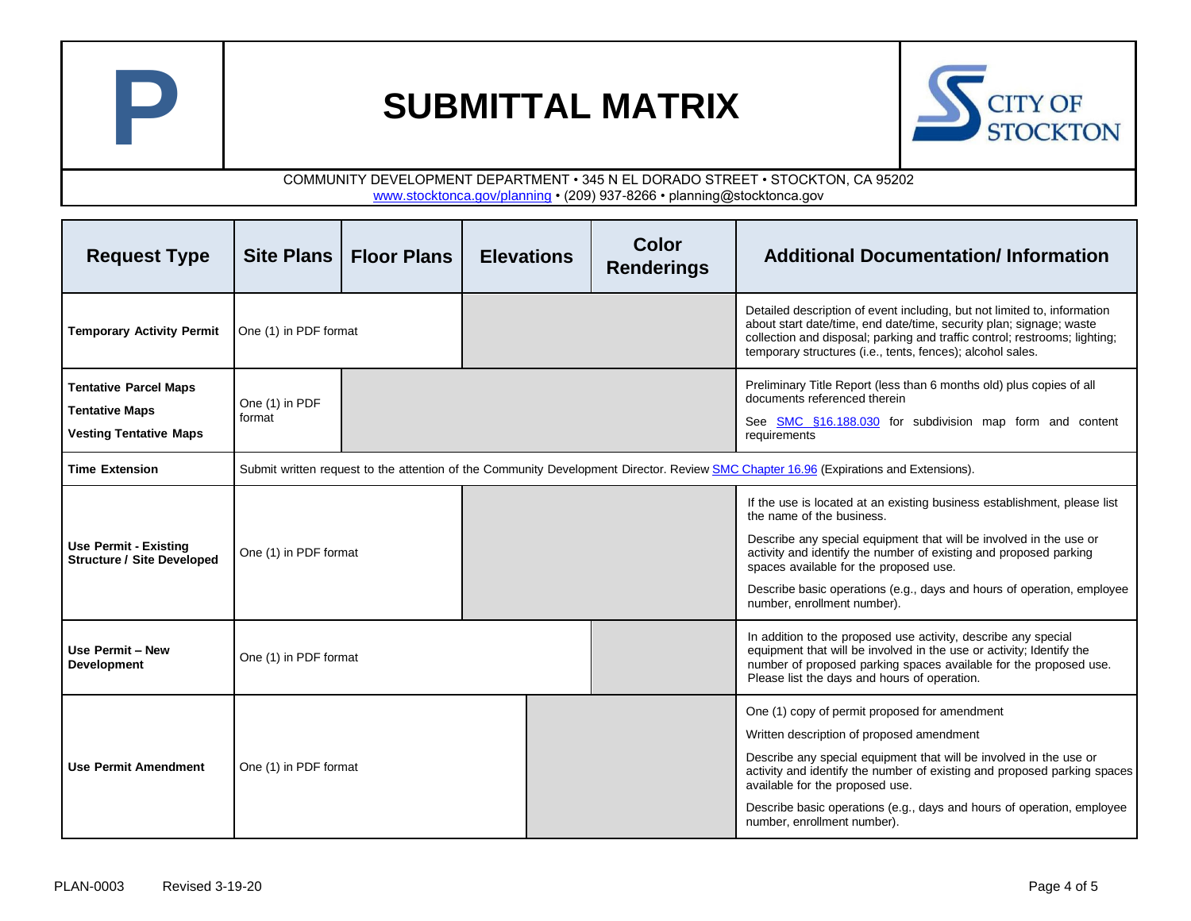# SUBMITTAL MATRIX

CITY OF STOCKTON

COMMUNITY DEVELOPMENT DEPARTMENT • 345 N EL DORADO STREET • STOCKTON, CA 95202
www.stocktonca.gov/planning • (209) 937-8266 • planning@stocktonca.gov

| Request Type | Site Plans | Floor Plans | Elevations | Color Renderings | Additional Documentation/ Information |
|---|---|---|---|---|---|
| **Temporary Activity Permit** | One (1) in PDF format | | | | Detailed description of event including, but not limited to, information about start date/time, end date/time, security plan; signage; waste collection and disposal; parking and traffic control; restrooms; lighting; temporary structures (i.e., tents, fences); alcohol sales. |
| **Tentative Parcel Maps**<br>**Tentative Maps**<br>**Vesting Tentative Maps** | One (1) in PDF format | | | | Preliminary Title Report (less than 6 months old) plus copies of all documents referenced therein<br>See SMC §16.188.030 for subdivision map form and content requirements |
| **Time Extension** | Submit written request to the attention of the Community Development Director. Review SMC Chapter 16.96 (Expirations and Extensions). | | | | |
| **Use Permit - Existing Structure / Site Developed** | One (1) in PDF format | | | | If the use is located at an existing business establishment, please list the name of the business.<br>Describe any special equipment that will be involved in the use or activity and identify the number of existing and proposed parking spaces available for the proposed use.<br>Describe basic operations (e.g., days and hours of operation, employee number, enrollment number). |
| **Use Permit – New Development** | One (1) in PDF format | | | | In addition to the proposed use activity, describe any special equipment that will be involved in the use or activity; Identify the number of proposed parking spaces available for the proposed use. Please list the days and hours of operation. |
| **Use Permit Amendment** | One (1) in PDF format | | | | One (1) copy of permit proposed for amendment<br>Written description of proposed amendment<br>Describe any special equipment that will be involved in the use or activity and identify the number of existing and proposed parking spaces available for the proposed use.<br>Describe basic operations (e.g., days and hours of operation, employee number, enrollment number). |

PLAN-0003 Revised 3-19-20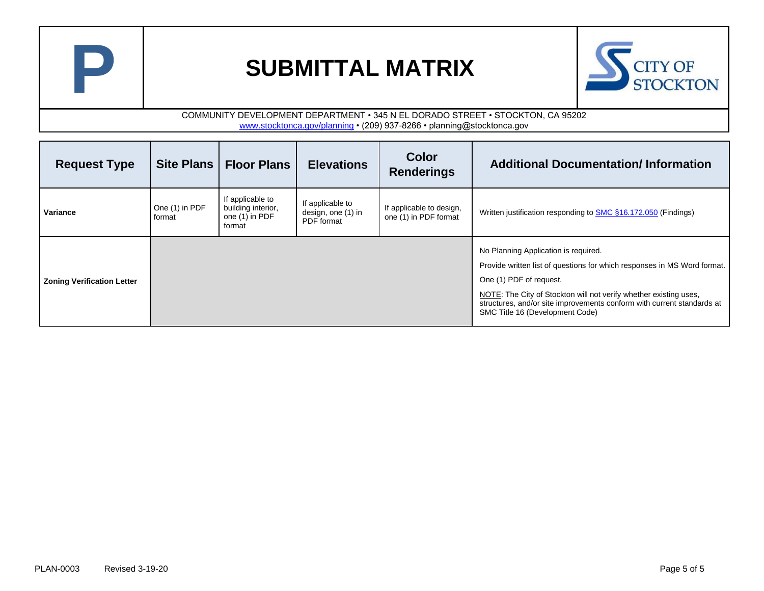# SUBMITTAL MATRIX

COMMUNITY DEVELOPMENT DEPARTMENT • 345 N EL DORADO STREET • STOCKTON, CA 95202
www.stocktonca.gov/planning • (209) 937-8266 • planning@stocktonca.gov

| Request Type | Site Plans | Floor Plans | Elevations | Color Renderings | Additional Documentation/ Information |
|---|---|---|---|---|---|
| **Variance** | One (1) in PDF format | If applicable to building interior, one (1) in PDF format | If applicable to design, one (1) in PDF format | If applicable to design, one (1) in PDF format | Written justification responding to SMC §16.172.050 (Findings) |
| **Zoning Verification Letter** | | | | | No Planning Application is required.<br>Provide written list of questions for which responses in MS Word format.<br>One (1) PDF of request.<br>NOTE: The City of Stockton will not verify whether existing uses, structures, and/or site improvements conform with current standards at SMC Title 16 (Development Code) |

PLAN-0003 Revised 3-19-20